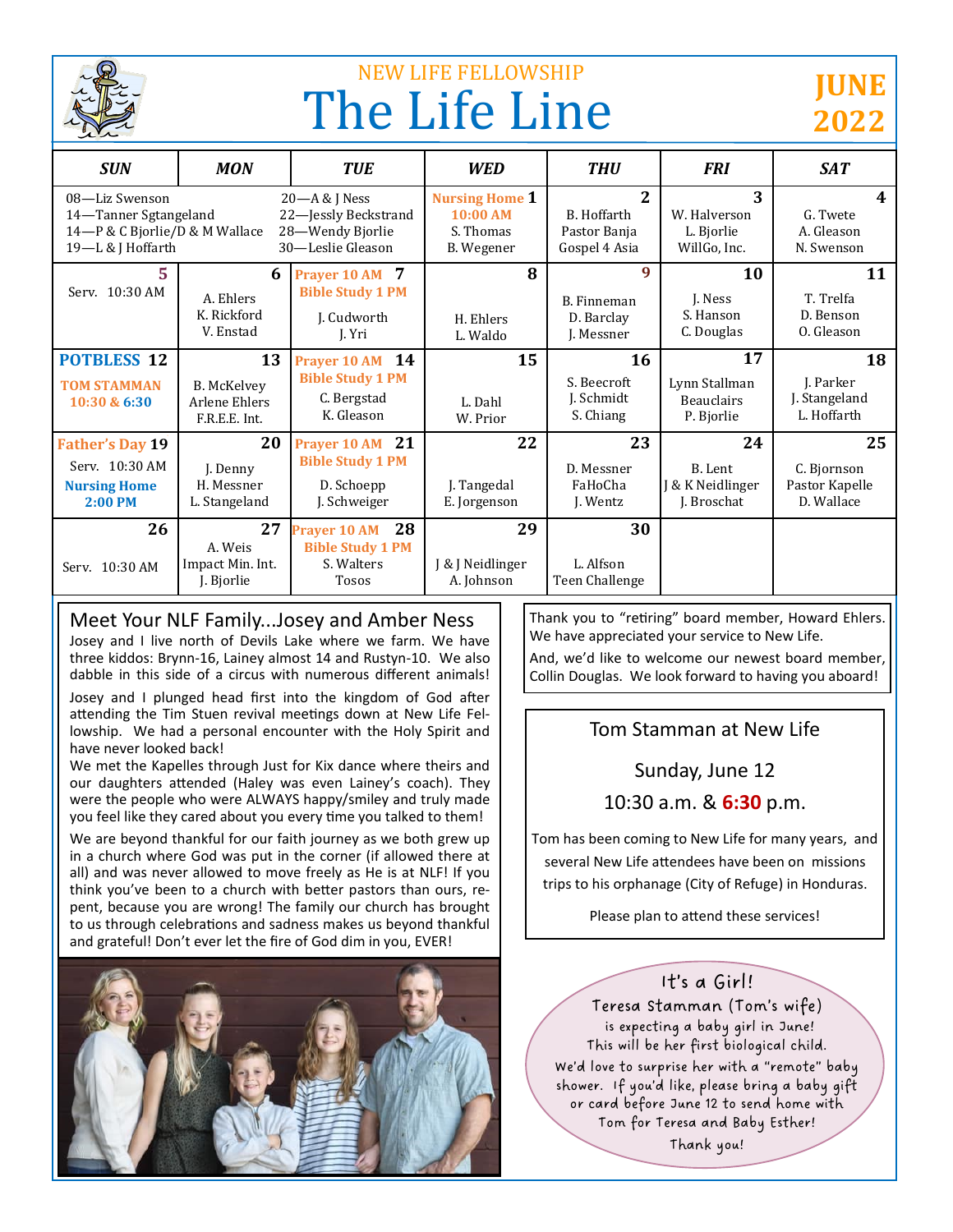NEW LIFE FELLOWSHIP

# The Life Line

**JUNE 2022**

| SUN | MON | TUE | WED | THU | FRI | SAT |
|---|---|---|---|---|---|---|
| 08—Liz Swenson<br>14—Tanner Sgtangeland<br>14—P & C Bjorlie/D & M Wallace<br>19—L & J Hoffarth | | 20—A & J Ness<br>22—Jessly Beckstrand<br>28—Wendy Bjorlie<br>30—Leslie Gleason | **1**<br>Nursing Home 10:00 AM<br>S. Thomas<br>B. Wegener | **2**<br>B. Hoffarth<br>Pastor Banja<br>Gospel 4 Asia | **3**<br>W. Halverson<br>L. Bjorlie<br>WillGo, Inc. | **4**<br>G. Twete<br>A. Gleason<br>N. Swenson |
| **5**<br>Serv. 10:30 AM | **6**<br>A. Ehlers<br>K. Rickford<br>V. Enstad | **7**<br>Prayer 10 AM<br>Bible Study 1 PM<br>J. Cudworth<br>J. Yri | **8**<br>H. Ehlers<br>L. Waldo | **9**<br>B. Finneman<br>D. Barclay<br>J. Messner | **10**<br>J. Ness<br>S. Hanson<br>C. Douglas | **11**<br>T. Trelfa<br>D. Benson<br>O. Gleason |
| **12**<br>POTBLESS<br>TOM STAMMAN 10:30 & 6:30 | **13**<br>B. McKelvey<br>Arlene Ehlers<br>F.R.E.E. Int. | **14**<br>Prayer 10 AM<br>Bible Study 1 PM<br>C. Bergstad<br>K. Gleason | **15**<br>L. Dahl<br>W. Prior | **16**<br>S. Beecroft<br>J. Schmidt<br>S. Chiang | **17**<br>Lynn Stallman<br>Beauclairs<br>P. Bjorlie | **18**<br>J. Parker<br>J. Stangeland<br>L. Hoffarth |
| **19**<br>Father's Day<br>Serv. 10:30 AM<br>Nursing Home 2:00 PM | **20**<br>J. Denny<br>H. Messner<br>L. Stangeland | **21**<br>Prayer 10 AM<br>Bible Study 1 PM<br>D. Schoepp<br>J. Schweiger | **22**<br>J. Tangedal<br>E. Jorgenson | **23**<br>D. Messner<br>FaHoCha<br>J. Wentz | **24**<br>B. Lent<br>J & K Neidlinger<br>J. Broschat | **25**<br>C. Bjornson<br>Pastor Kapelle<br>D. Wallace |
| **26**<br>Serv. 10:30 AM | **27**<br>A. Weis<br>Impact Min. Int.<br>J. Bjorlie | **28**<br>Prayer 10 AM<br>Bible Study 1 PM<br>S. Walters<br>Tosos | **29**<br>J & J Neidlinger<br>A. Johnson | **30**<br>L. Alfson<br>Teen Challenge | | |

## Meet Your NLF Family...Josey and Amber Ness

Josey and I live north of Devils Lake where we farm. We have three kiddos: Brynn-16, Lainey almost 14 and Rustyn-10. We also dabble in this side of a circus with numerous different animals!

Josey and I plunged head first into the kingdom of God after attending the Tim Stuen revival meetings down at New Life Fellowship. We had a personal encounter with the Holy Spirit and have never looked back!

We met the Kapelles through Just for Kix dance where theirs and our daughters attended (Haley was even Lainey's coach). They were the people who were ALWAYS happy/smiley and truly made you feel like they cared about you every time you talked to them!

We are beyond thankful for our faith journey as we both grew up in a church where God was put in the corner (if allowed there at all) and was never allowed to move freely as He is at NLF! If you think you've been to a church with better pastors than ours, repent, because you are wrong! The family our church has brought to us through celebrations and sadness makes us beyond thankful and grateful! Don't ever let the fire of God dim in you, EVER!

Thank you to "retiring" board member, Howard Ehlers. We have appreciated your service to New Life.

And, we'd like to welcome our newest board member, Collin Douglas. We look forward to having you aboard!

## Tom Stamman at New Life

Sunday, June 12

10:30 a.m. & 6:30 p.m.

Tom has been coming to New Life for many years, and several New Life attendees have been on missions trips to his orphanage (City of Refuge) in Honduras.

Please plan to attend these services!

## It's a Girl!

Teresa Stamman (Tom's wife) is expecting a baby girl in June! This will be her first biological child. We'd love to surprise her with a "remote" baby shower. If you'd like, please bring a baby gift or card before June 12 to send home with Tom for Teresa and Baby Esther! Thank you!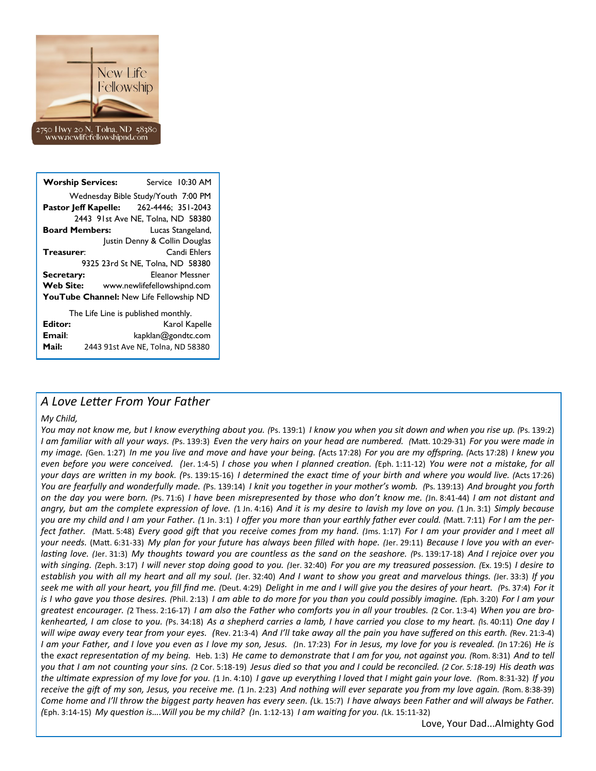New Life Fellowship

2750 Hwy 20 N, Tolna, ND 58380
www.newlifefellowshipnd.com

| | |
|---|---|
| **Worship Services:** | Service 10:30 AM |
| | Wednesday Bible Study/Youth 7:00 PM |
| **Pastor Jeff Kapelle:** | 262-4446; 351-2043 |
| | 2443 91st Ave NE, Tolna, ND 58380 |
| **Board Members:** | Lucas Stangeland, Justin Denny & Collin Douglas |
| **Treasurer**: | Candi Ehlers |
| | 9325 23rd St NE, Tolna, ND 58380 |
| **Secretary:** | Eleanor Messner |
| **Web Site:** | www.newlifefellowshipnd.com |
| **YouTube Channel:** | New Life Fellowship ND |
| | The Life Line is published monthly. |
| **Editor:** | Karol Kapelle |
| **Email**: | kapklan@gondtc.com |
| **Mail:** | 2443 91st Ave NE, Tolna, ND 58380 |

## *A Love Letter From Your Father*

*My Child,*

*You may not know me, but I know everything about you. (*Ps. 139:1) *I know you when you sit down and when you rise up. (*Ps. 139:2) *I am familiar with all your ways. (*Ps. 139:3) *Even the very hairs on your head are numbered. (*Matt. 10:29-31) *For you were made in my image. (*Gen. 1:27) *In me you live and move and have your being. (*Acts 17:28) *For you are my offspring. (*Acts 17:28) *I knew you even before you were conceived. (*Jer. 1:4-5) *I chose you when I planned creation. (*Eph. 1:11-12) *You were not a mistake, for all your days are written in my book. (*Ps. 139:15-16) *I determined the exact time of your birth and where you would live. (*Acts 17:26) *You are fearfully and wonderfully made. (*Ps. 139:14) *I knit you together in your mother's womb. (*Ps. 139:13) *And brought you forth on the day you were born. (*Ps. 71:6) *I have been misrepresented by those who don't know me. (*Jn. 8:41-44) *I am not distant and angry, but am the complete expression of love. (*1 Jn. 4:16) *And it is my desire to lavish my love on you. (*1 Jn. 3:1) *Simply because you are my child and I am your Father. (*1 Jn. 3:1) *I offer you more than your earthly father ever could. (*Matt. 7:11) *For I am the perfect father. (*Matt. 5:48) *Every good gift that you receive comes from my hand. (*Jms. 1:17) *For I am your provider and I meet all your needs.* (Matt. 6:31-33) *My plan for your future has always been filled with hope. (*Jer. 29:11) *Because I love you with an everlasting love. (*Jer. 31:3) *My thoughts toward you are countless as the sand on the seashore. (*Ps. 139:17-18) *And I rejoice over you with singing. (*Zeph. 3:17) *I will never stop doing good to you. (*Jer. 32:40) *For you are my treasured possession. (*Ex. 19:5) *I desire to establish you with all my heart and all my soul. (*Jer. 32:40) *And I want to show you great and marvelous things. (*Jer. 33:3) *If you seek me with all your heart, you fill find me. (*Deut. 4:29) *Delight in me and I will give you the desires of your heart. (*Ps. 37:4) *For it is I who gave you those desires. (*Phil. 2:13) *I am able to do more for you than you could possibly imagine. (*Eph. 3:20) *For I am your greatest encourager. (*2 Thess. 2:16-17) *I am also the Father who comforts you in all your troubles. (*2 Cor. 1:3-4) *When you are brokenhearted, I am close to you. (*Ps. 34:18) *As a shepherd carries a lamb, I have carried you close to my heart. (*Is. 40:11) *One day I will wipe away every tear from your eyes. (*Rev. 21:3-4) *And I'll take away all the pain you have suffered on this earth. (*Rev. 21:3-4) *I am your Father, and I love you even as I love my son, Jesus. (*Jn. 17:23) *For in Jesus, my love for you is revealed. (*Jn 17:26) *He is* the *exact representation of my being.* Heb. 1:3) *He came to demonstrate that I am for you, not against you. (*Rom. 8:31) *And to tell you that I am not counting your sins. (*2 Cor. 5:18-19) *Jesus died so that you and I could be reconciled. (2 Cor. 5:18-19) His death was the ultimate expression of my love for you. (*1 Jn. 4:10) *I gave up everything I loved that I might gain your love. (*Rom. 8:31-32) *If you receive the gift of my son, Jesus, you receive me. (*1 Jn. 2:23) *And nothing will ever separate you from my love again. (*Rom. 8:38-39) *Come home and I'll throw the biggest party heaven has every seen. (*Lk. 15:7) *I have always been Father and will always be Father. (*Eph. 3:14-15) *My question is....Will you be my child? (*Jn. 1:12-13) *I am waiting for you. (*Lk. 15:11-32)

Love, Your Dad...Almighty God